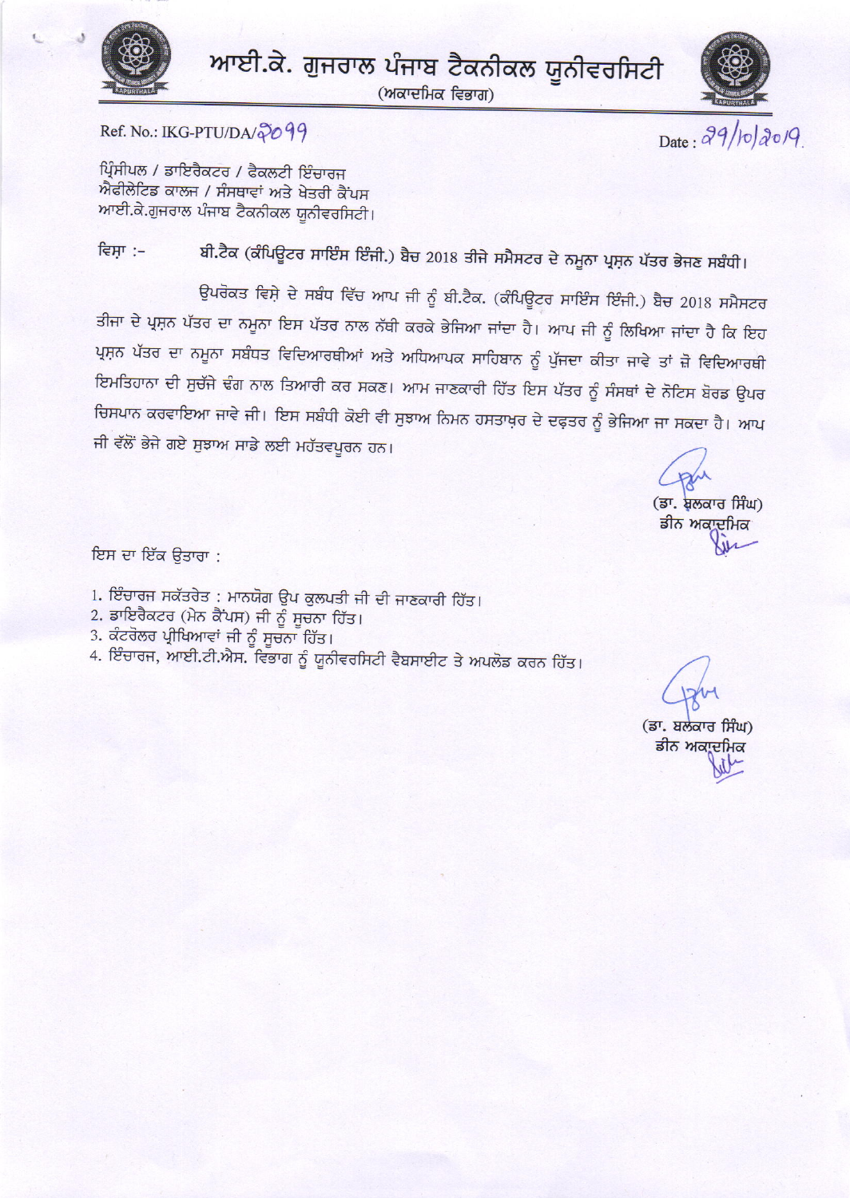# ਆਈ.ਕੇ. ਗੁਜਰਾਲ ਪੰਜਾਬ ਟੈਕਨੀਕਲ ਯੂਨੀਵਰਸਿਟੀ

(ਅਕਾਦਮਿਕ ਵਿਭਾਗ)

Ref. No.: IKG-PTU/DA/2099

Date : 29/10/2019

ਪ੍ਰਿੰਸੀਪਲ / ਡਾਇਰੈਕਟਰ / ਫੈਕਲਟੀ ਇੰਚਾਰਜ
ਐਫੀਲੇਟਿਡ ਕਾਲਜ / ਸੰਸਥਾਵਾਂ ਅਤੇ ਖੇਤਰੀ ਕੈਂਪਸ
ਆਈ.ਕੇ.ਗੁਜਰਾਲ ਪੰਜਾਬ ਟੈਕਨੀਕਲ ਯੂਨੀਵਰਸਿਟੀ।

ਵਿਸ਼ਾ :- **ਬੀ.ਟੈਕ (ਕੰਪਿਊਟਰ ਸਾਇੰਸ ਇੰਜੀ.) ਬੈਚ 2018 ਤੀਜੇ ਸਮੈਸਟਰ ਦੇ ਨਮੂਨਾ ਪ੍ਰਸ਼ਨ ਪੱਤਰ ਭੇਜਣ ਸਬੰਧੀ।**

ਉਪਰੋਕਤ ਵਿਸ਼ੇ ਦੇ ਸਬੰਧ ਵਿੱਚ ਆਪ ਜੀ ਨੂੰ ਬੀ.ਟੈਕ. (ਕੰਪਿਊਟਰ ਸਾਇੰਸ ਇੰਜੀ.) ਬੈਚ 2018 ਸਮੈਸਟਰ ਤੀਜਾ ਦੇ ਪ੍ਰਸ਼ਨ ਪੱਤਰ ਦਾ ਨਮੂਨਾ ਇਸ ਪੱਤਰ ਨਾਲ ਨੱਥੀ ਕਰਕੇ ਭੇਜਿਆ ਜਾਂਦਾ ਹੈ। ਆਪ ਜੀ ਨੂੰ ਲਿਖਿਆ ਜਾਂਦਾ ਹੈ ਕਿ ਇਹ ਪ੍ਰਸ਼ਨ ਪੱਤਰ ਦਾ ਨਮੂਨਾ ਸਬੰਧਤ ਵਿਦਿਆਰਥੀਆਂ ਅਤੇ ਅਧਿਆਪਕ ਸਾਹਿਬਾਨ ਨੂੰ ਪੁੱਜਦਾ ਕੀਤਾ ਜਾਵੇ ਤਾਂ ਜੋ ਵਿਦਿਆਰਥੀ ਇਮਤਿਹਾਨਾ ਦੀ ਸੁਚੱਜੇ ਢੰਗ ਨਾਲ ਤਿਆਰੀ ਕਰ ਸਕਣ। ਆਮ ਜਾਣਕਾਰੀ ਹਿੱਤ ਇਸ ਪੱਤਰ ਨੂੰ ਸੰਸਥਾਂ ਦੇ ਨੋਟਿਸ ਬੋਰਡ ਉਪਰ ਚਿਸਪਾਨ ਕਰਵਾਇਆ ਜਾਵੇ ਜੀ। ਇਸ ਸਬੰਧੀ ਕੋਈ ਵੀ ਸੁਝਾਅ ਨਿਮਨ ਹਸਤਾਖ਼ਰ ਦੇ ਦਫ਼ਤਰ ਨੂੰ ਭੇਜਿਆ ਜਾ ਸਕਦਾ ਹੈ। ਆਪ ਜੀ ਵੱਲੋਂ ਭੇਜੇ ਗਏ ਸੁਝਾਅ ਸਾਡੇ ਲਈ ਮਹੱਤਵਪੂਰਨ ਹਨ।

(ਡਾ. ਬਲਕਾਰ ਸਿੰਘ)
ਡੀਨ ਅਕਾਦਮਿਕ

ਇਸ ਦਾ ਇੱਕ ਉਤਾਰਾ :

1. ਇੰਚਾਰਜ ਸਕੱਤਰੇਤ : ਮਾਨਯੋਗ ਉਪ ਕੁਲਪਤੀ ਜੀ ਦੀ ਜਾਣਕਾਰੀ ਹਿੱਤ।
2. ਡਾਇਰੈਕਟਰ (ਮੇਨ ਕੈਂਪਸ) ਜੀ ਨੂੰ ਸੂਚਨਾ ਹਿੱਤ।
3. ਕੰਟਰੋਲਰ ਪ੍ਰੀਖਿਆਵਾਂ ਜੀ ਨੂੰ ਸੂਚਨਾ ਹਿੱਤ।
4. ਇੰਚਾਰਜ, ਆਈ.ਟੀ.ਐਸ. ਵਿਭਾਗ ਨੂੰ ਯੂਨੀਵਰਸਿਟੀ ਵੈਬਸਾਈਟ ਤੇ ਅਪਲੋਡ ਕਰਨ ਹਿੱਤ।

(ਡਾ. ਬਲਕਾਰ ਸਿੰਘ)
ਡੀਨ ਅਕਾਦਮਿਕ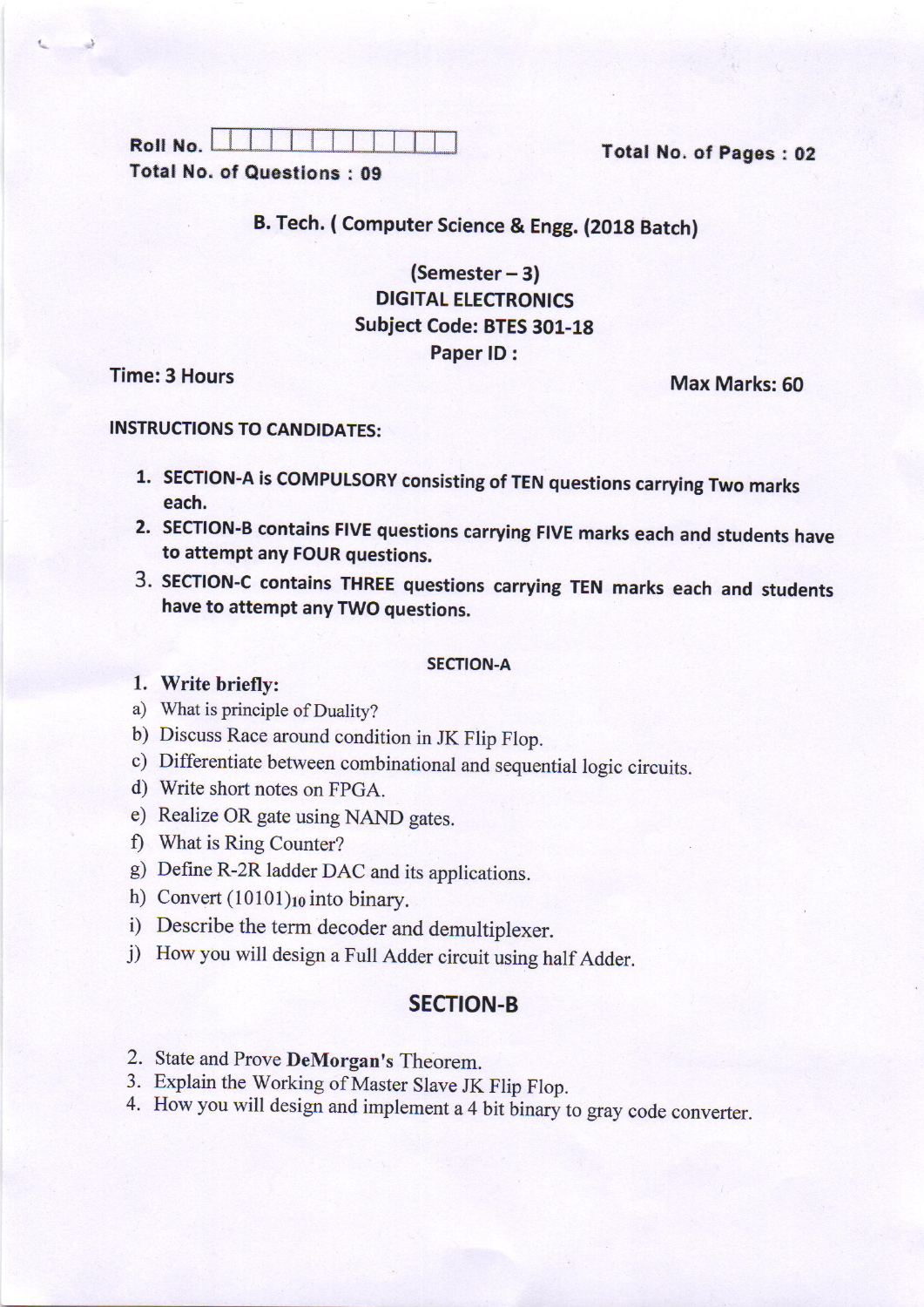Roll No. 

Total No. of Questions : 09

Total No. of Pages : 02

**B. Tech. ( Computer Science & Engg. (2018 Batch)**

**(Semester – 3)**

**DIGITAL ELECTRONICS**

**Subject Code: BTES 301-18**

**Paper ID :**

**Time: 3 Hours**

**Max Marks: 60**

**INSTRUCTIONS TO CANDIDATES:**

1. **SECTION-A is COMPULSORY consisting of TEN questions carrying Two marks each.**
2. **SECTION-B contains FIVE questions carrying FIVE marks each and students have to attempt any FOUR questions.**
3. **SECTION-C contains THREE questions carrying TEN marks each and students have to attempt any TWO questions.**

## SECTION-A

1. **Write briefly:**

a) What is principle of Duality?

b) Discuss Race around condition in JK Flip Flop.

c) Differentiate between combinational and sequential logic circuits.

d) Write short notes on FPGA.

e) Realize OR gate using NAND gates.

f) What is Ring Counter?

g) Define R-2R ladder DAC and its applications.

h) Convert $(10101)_{10}$ into binary.

i) Describe the term decoder and demultiplexer.

j) How you will design a Full Adder circuit using half Adder.

## SECTION-B

2. State and Prove **DeMorgan's** Theorem.
3. Explain the Working of Master Slave JK Flip Flop.
4. How you will design and implement a 4 bit binary to gray code converter.